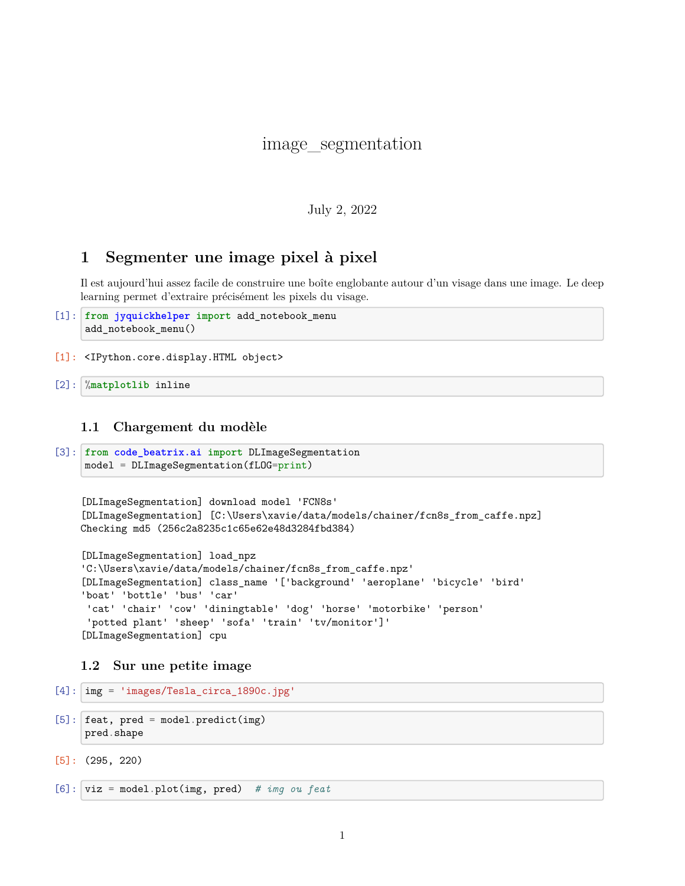# image_segmentation

July 2, 2022

## 1 Segmenter une image pixel à pixel

Il est aujourd'hui assez facile de construire une boîte englobante autour d'un visage dans une image. Le deep learning permet d'extraire précisément les pixels du visage.

```
[1]: from jyquickhelper import add_notebook_menu
     add_notebook_menu()
```

```
[1]: <IPython.core.display.HTML object>
```

```
[2]: %matplotlib inline
```

### 1.1 Chargement du modèle

```
[3]: from code_beatrix.ai import DLImageSegmentation
     model = DLImageSegmentation(fLOG=print)
```

```
[DLImageSegmentation] download model 'FCN8s'
[DLImageSegmentation] [C:\Users\xavie/data/models/chainer/fcn8s_from_caffe.npz]
Checking md5 (256c2a8235c1c65e62e48d3284fbd384)

[DLImageSegmentation] load_npz
'C:\Users\xavie/data/models/chainer/fcn8s_from_caffe.npz'
[DLImageSegmentation] class_name '['background' 'aeroplane' 'bicycle' 'bird'
'boat' 'bottle' 'bus' 'car'
 'cat' 'chair' 'cow' 'diningtable' 'dog' 'horse' 'motorbike' 'person'
 'potted plant' 'sheep' 'sofa' 'train' 'tv/monitor']'
[DLImageSegmentation] cpu
```

### 1.2 Sur une petite image

```
[4]: img = 'images/Tesla_circa_1890c.jpg'
```

```
[5]: feat, pred = model.predict(img)
     pred.shape
```

```
[5]: (295, 220)
```

```
[6]: viz = model.plot(img, pred)  # img ou feat
```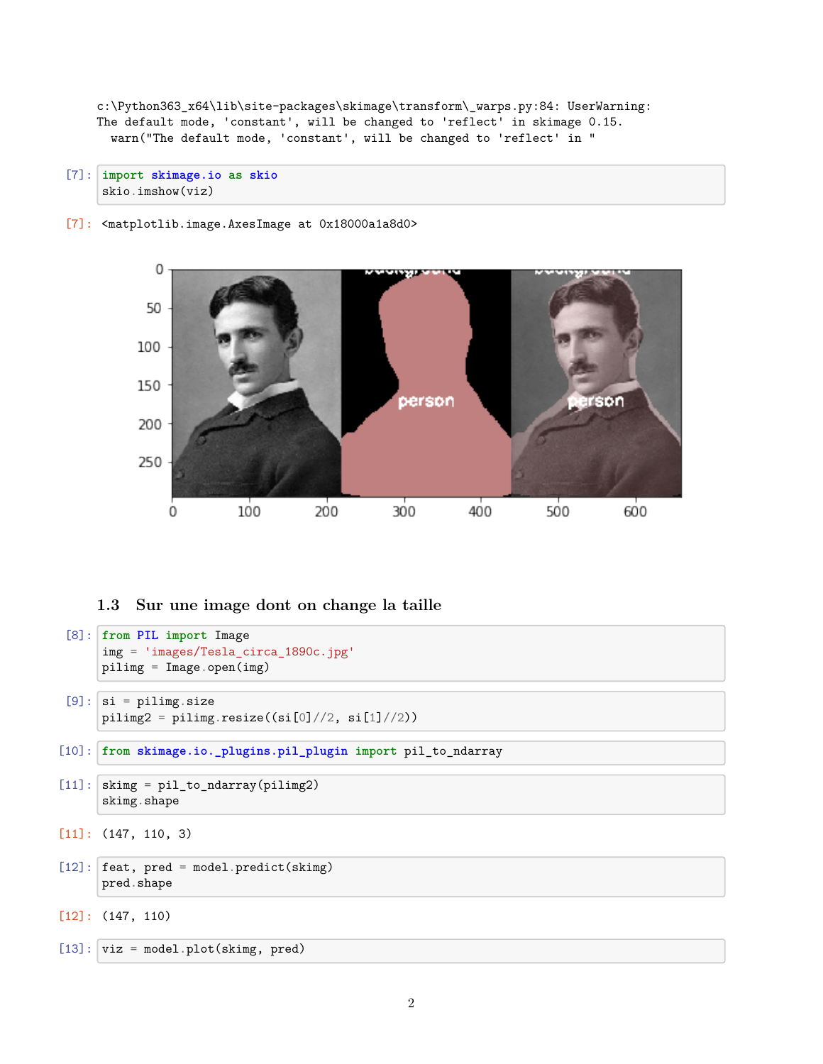```
c:\Python363_x64\lib\site-packages\skimage\transform\_warps.py:84: UserWarning:
The default mode, 'constant', will be changed to 'reflect' in skimage 0.15.
  warn("The default mode, 'constant', will be changed to 'reflect' in "
```

[7]:
```
import skimage.io as skio
skio.imshow(viz)
```

[7]:
```
<matplotlib.image.AxesImage at 0x18000a1a8d0>
```

## 1.3 Sur une image dont on change la taille

[8]:
```
from PIL import Image
img = 'images/Tesla_circa_1890c.jpg'
pilimg = Image.open(img)
```

[9]:
```
si = pilimg.size
pilimg2 = pilimg.resize((si[0]//2, si[1]//2))
```

[10]:
```
from skimage.io._plugins.pil_plugin import pil_to_ndarray
```

[11]:
```
skimg = pil_to_ndarray(pilimg2)
skimg.shape
```

[11]:
```
(147, 110, 3)
```

[12]:
```
feat, pred = model.predict(skimg)
pred.shape
```

[12]:
```
(147, 110)
```

[13]:
```
viz = model.plot(skimg, pred)
```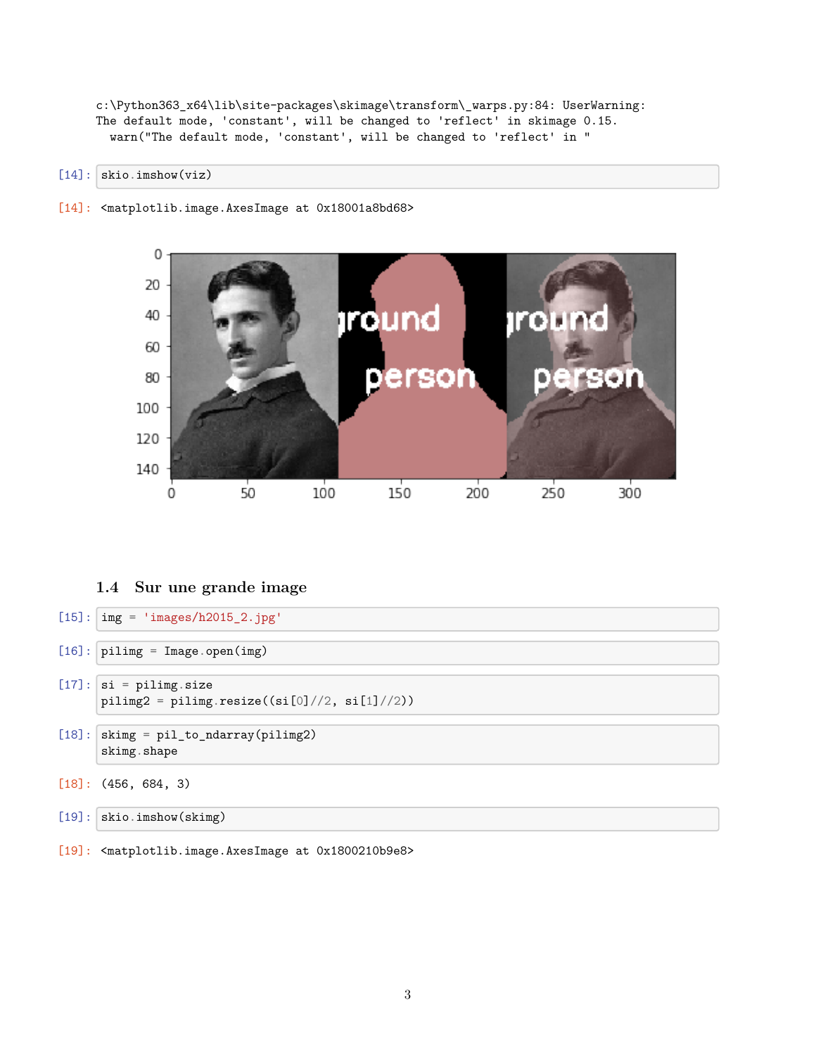```
c:\Python363_x64\lib\site-packages\skimage\transform\_warps.py:84: UserWarning:
The default mode, 'constant', will be changed to 'reflect' in skimage 0.15.
  warn("The default mode, 'constant', will be changed to 'reflect' in "
```

[14]:
```
skio.imshow(viz)
```

[14]:
```
<matplotlib.image.AxesImage at 0x18001a8bd68>
```

## 1.4 Sur une grande image

[15]:
```
img = 'images/h2015_2.jpg'
```

[16]:
```
pilimg = Image.open(img)
```

[17]:
```
si = pilimg.size
pilimg2 = pilimg.resize((si[0]//2, si[1]//2))
```

[18]:
```
skimg = pil_to_ndarray(pilimg2)
skimg.shape
```

[18]:
```
(456, 684, 3)
```

[19]:
```
skio.imshow(skimg)
```

[19]:
```
<matplotlib.image.AxesImage at 0x1800210b9e8>
```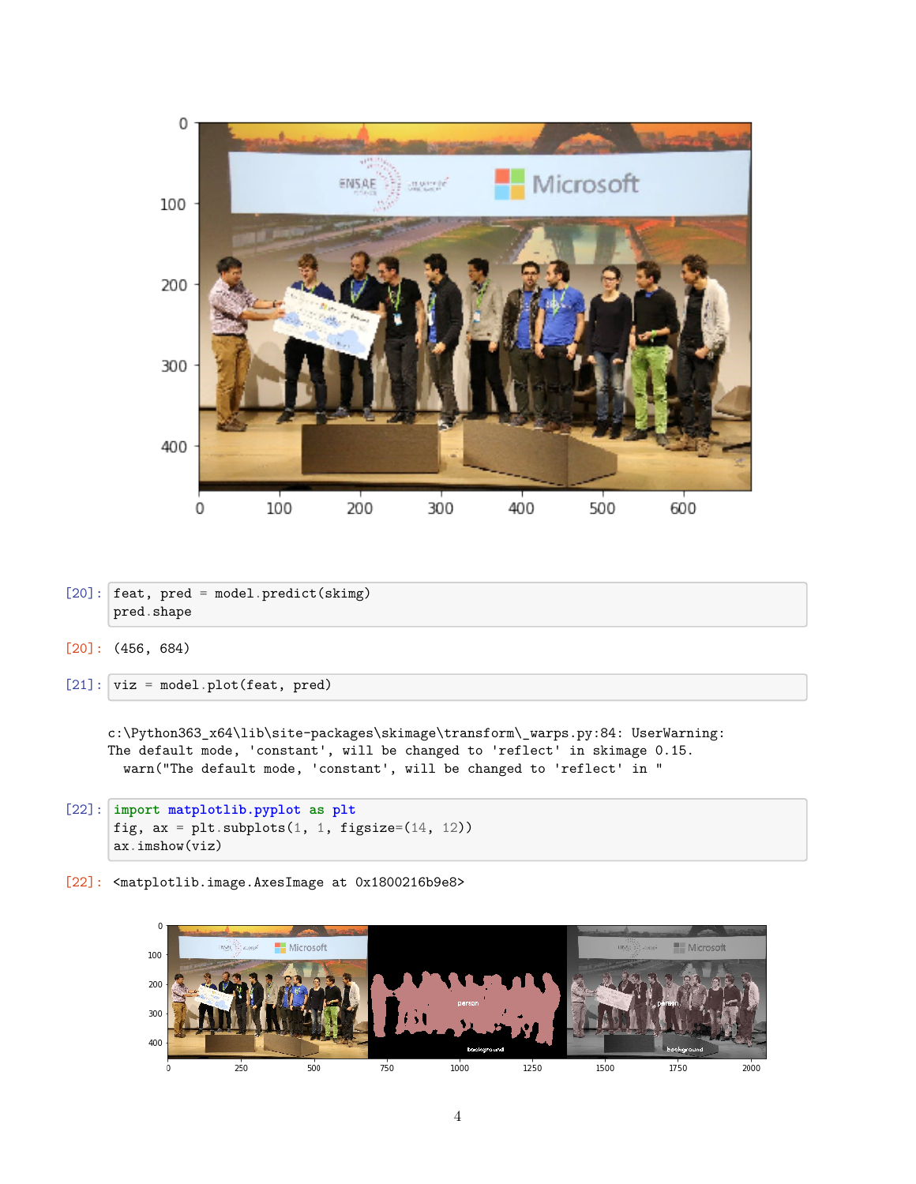0
100
200
300
400
0 100 200 300 400 500 600

```
[20]: feat, pred = model.predict(skimg)
      pred.shape
```

```
[20]: (456, 684)
```

```
[21]: viz = model.plot(feat, pred)
```

```
c:\Python363_x64\lib\site-packages\skimage\transform\_warps.py:84: UserWarning:
The default mode, 'constant', will be changed to 'reflect' in skimage 0.15.
  warn("The default mode, 'constant', will be changed to 'reflect' in "
```

```
[22]: import matplotlib.pyplot as plt
      fig, ax = plt.subplots(1, 1, figsize=(14, 12))
      ax.imshow(viz)
```

```
[22]: <matplotlib.image.AxesImage at 0x1800216b9e8>
```

0
100
200
300
400
0 250 500 750 1000 1250 1500 1750 2000
person
background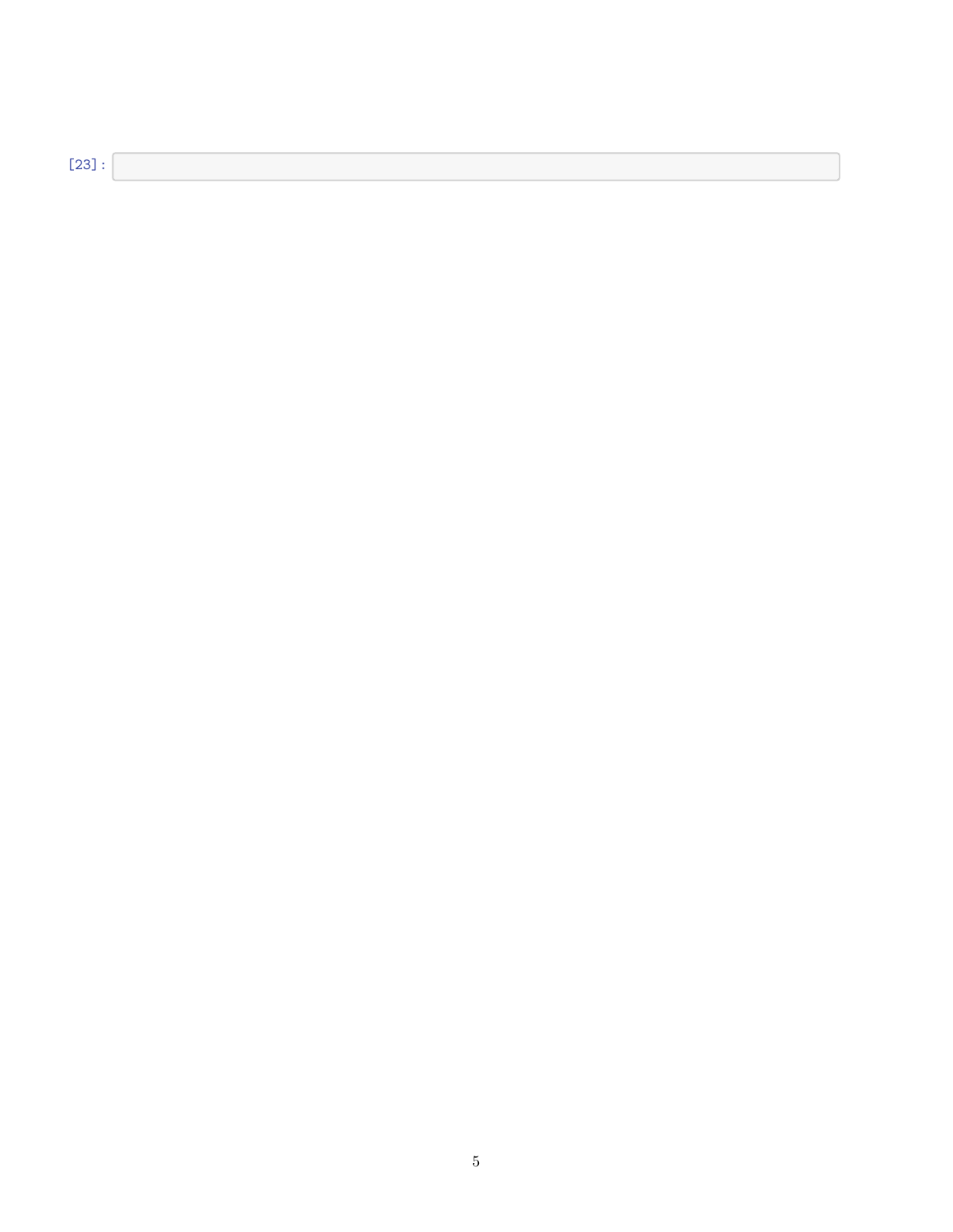[23]:

```

```